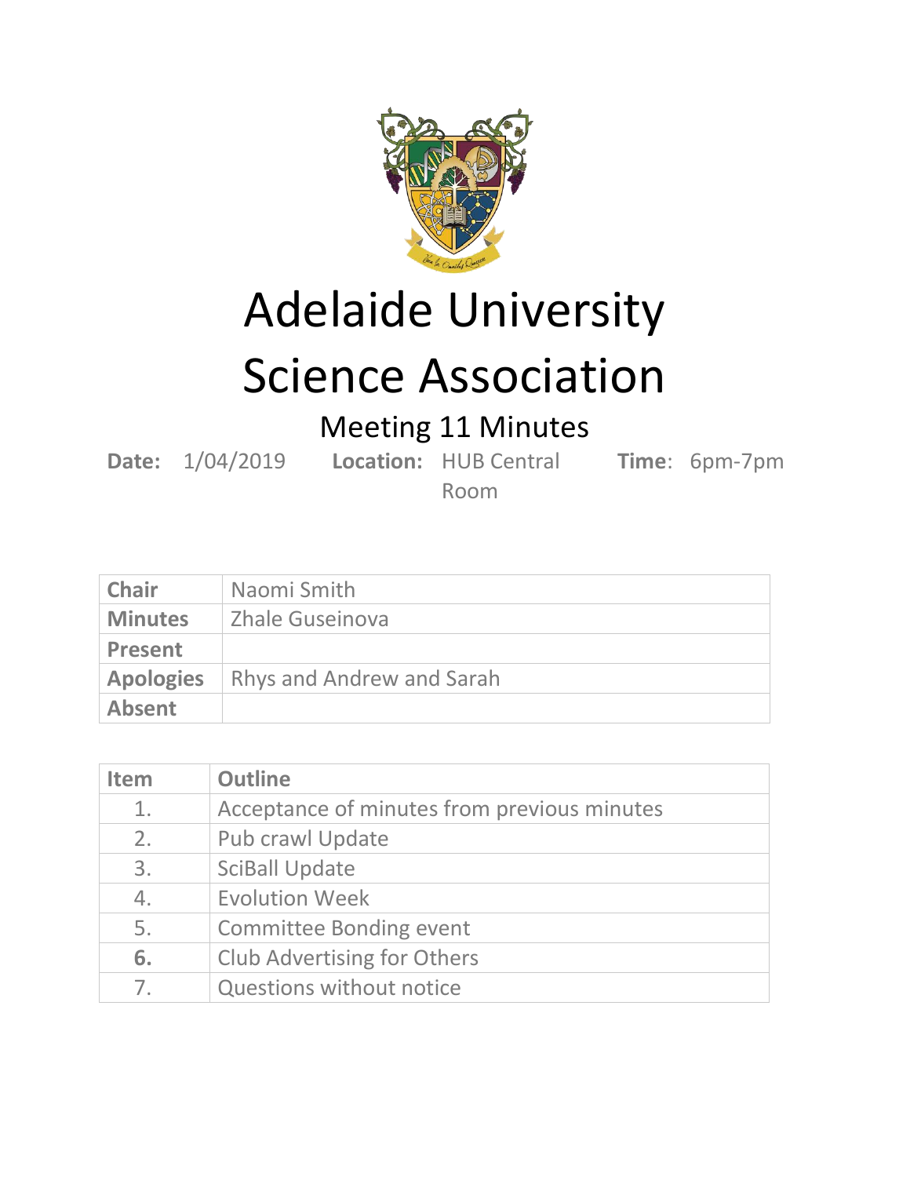# Adelaide University Science Association

## Meeting 11 Minutes

**Date:** 1/04/2019 **Location:** HUB Central Room **Time**: 6pm-7pm

| **Chair** | Naomi Smith |
|---|---|
| **Minutes** | Zhale Guseinova |
| **Present** | |
| **Apologies** | Rhys and Andrew and Sarah |
| **Absent** | |

| **Item** | **Outline** |
|---|---|
| 1. | Acceptance of minutes from previous minutes |
| 2. | Pub crawl Update |
| 3. | SciBall Update |
| 4. | Evolution Week |
| 5. | Committee Bonding event |
| **6.** | Club Advertising for Others |
| 7. | Questions without notice |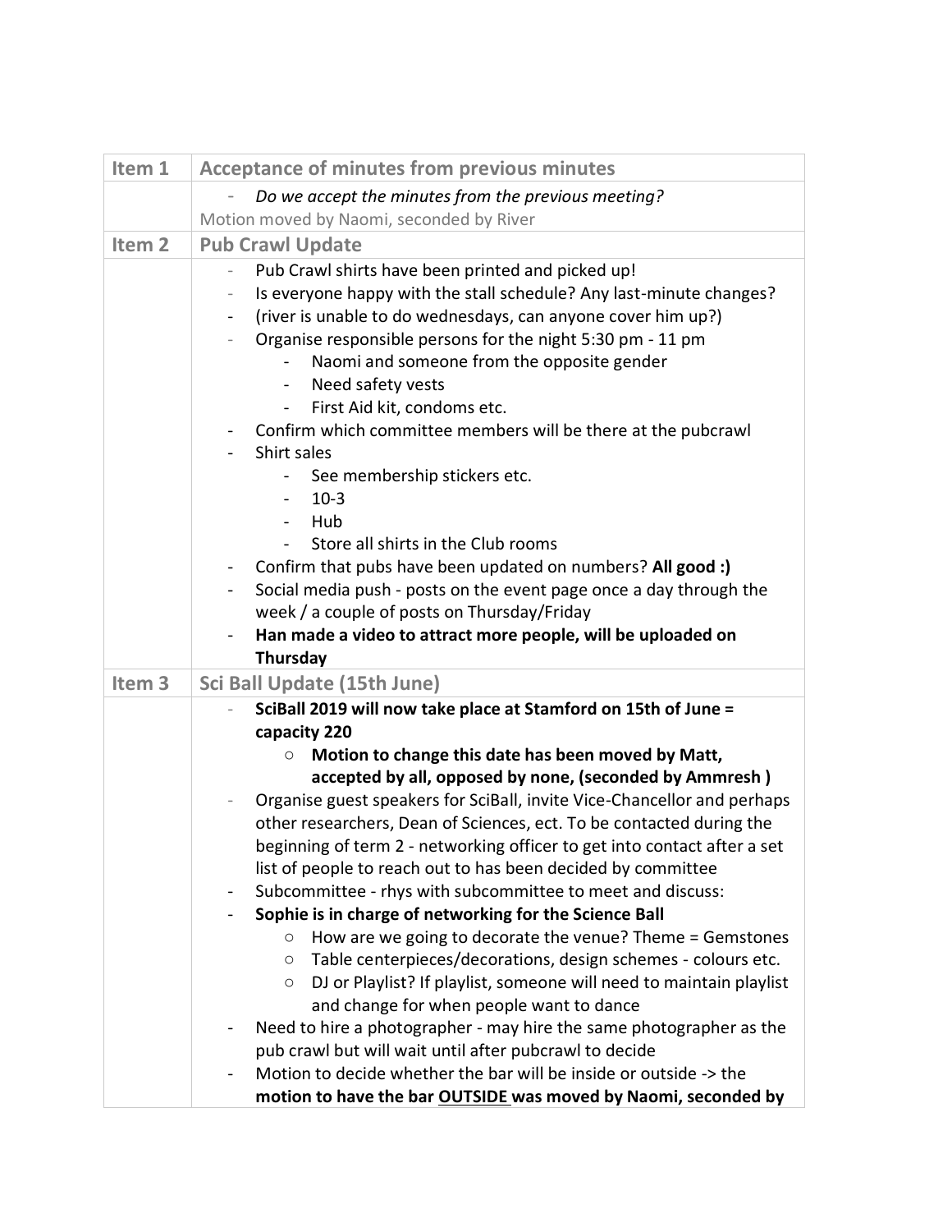| Item 1 | Acceptance of minutes from previous minutes |
| --- | --- |
| | - *Do we accept the minutes from the previous meeting?*<br>Motion moved by Naomi, seconded by River |
| Item 2 | Pub Crawl Update |
| | - Pub Crawl shirts have been printed and picked up!<br>- Is everyone happy with the stall schedule? Any last-minute changes?<br>- (river is unable to do wednesdays, can anyone cover him up?)<br>- Organise responsible persons for the night 5:30 pm - 11 pm<br>&nbsp;&nbsp;&nbsp;&nbsp;- Naomi and someone from the opposite gender<br>&nbsp;&nbsp;&nbsp;&nbsp;- Need safety vests<br>&nbsp;&nbsp;&nbsp;&nbsp;- First Aid kit, condoms etc.<br>- Confirm which committee members will be there at the pubcrawl<br>- Shirt sales<br>&nbsp;&nbsp;&nbsp;&nbsp;- See membership stickers etc.<br>&nbsp;&nbsp;&nbsp;&nbsp;- 10-3<br>&nbsp;&nbsp;&nbsp;&nbsp;- Hub<br>&nbsp;&nbsp;&nbsp;&nbsp;- Store all shirts in the Club rooms<br>- Confirm that pubs have been updated on numbers? **All good :)**<br>- Social media push - posts on the event page once a day through the week / a couple of posts on Thursday/Friday<br>- **Han made a video to attract more people, will be uploaded on Thursday** |
| Item 3 | Sci Ball Update (15th June) |
| | - **SciBall 2019 will now take place at Stamford on 15th of June = capacity 220**<br>&nbsp;&nbsp;&nbsp;&nbsp;○ **Motion to change this date has been moved by Matt, accepted by all, opposed by none, (seconded by Ammresh )**<br>- Organise guest speakers for SciBall, invite Vice-Chancellor and perhaps other researchers, Dean of Sciences, ect. To be contacted during the beginning of term 2 - networking officer to get into contact after a set list of people to reach out to has been decided by committee<br>- Subcommittee - rhys with subcommittee to meet and discuss:<br>- **Sophie is in charge of networking for the Science Ball**<br>&nbsp;&nbsp;&nbsp;&nbsp;○ How are we going to decorate the venue? Theme = Gemstones<br>&nbsp;&nbsp;&nbsp;&nbsp;○ Table centerpieces/decorations, design schemes - colours etc.<br>&nbsp;&nbsp;&nbsp;&nbsp;○ DJ or Playlist? If playlist, someone will need to maintain playlist and change for when people want to dance<br>- Need to hire a photographer - may hire the same photographer as the pub crawl but will wait until after pubcrawl to decide<br>- Motion to decide whether the bar will be inside or outside -> the **motion to have the bar <u>OUTSIDE</u> was moved by Naomi, seconded by** |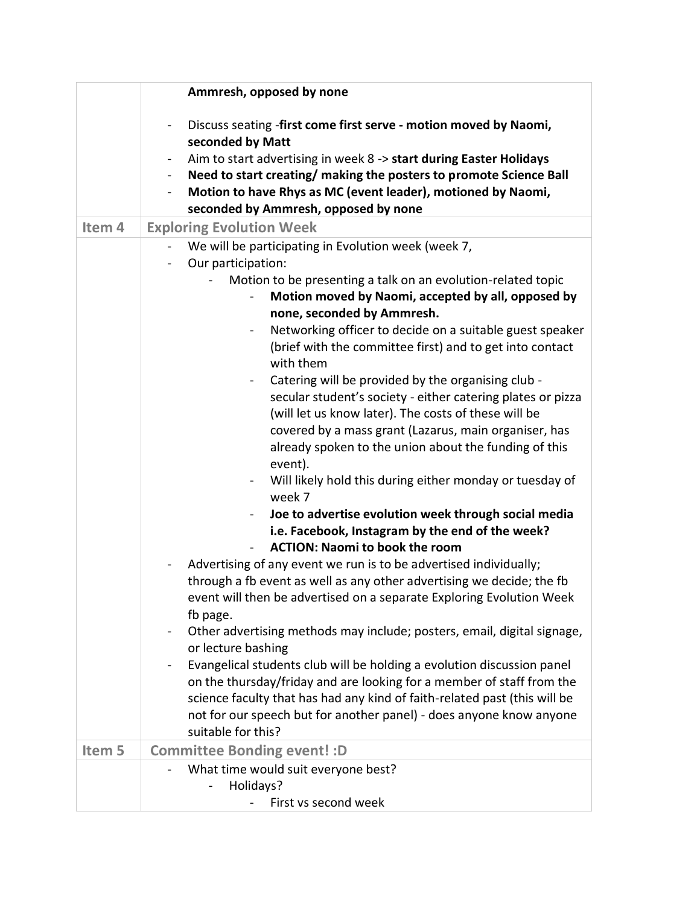| | |
|---|---|
| | **Ammresh, opposed by none**<br><br>- Discuss seating -**first come first serve - motion moved by Naomi, seconded by Matt**<br>- Aim to start advertising in week 8 -> **start during Easter Holidays**<br>- **Need to start creating/ making the posters to promote Science Ball**<br>- **Motion to have Rhys as MC (event leader), motioned by Naomi, seconded by Ammresh, opposed by none** |
| **Item 4** | **Exploring Evolution Week** |
| | - We will be participating in Evolution week (week 7,<br>- Our participation:<br>&nbsp;&nbsp;&nbsp;&nbsp;- Motion to be presenting a talk on an evolution-related topic<br>&nbsp;&nbsp;&nbsp;&nbsp;&nbsp;&nbsp;&nbsp;&nbsp;- **Motion moved by Naomi, accepted by all, opposed by none, seconded by Ammresh.**<br>&nbsp;&nbsp;&nbsp;&nbsp;&nbsp;&nbsp;&nbsp;&nbsp;- Networking officer to decide on a suitable guest speaker (brief with the committee first) and to get into contact with them<br>&nbsp;&nbsp;&nbsp;&nbsp;&nbsp;&nbsp;&nbsp;&nbsp;- Catering will be provided by the organising club - secular student's society - either catering plates or pizza (will let us know later). The costs of these will be covered by a mass grant (Lazarus, main organiser, has already spoken to the union about the funding of this event).<br>&nbsp;&nbsp;&nbsp;&nbsp;&nbsp;&nbsp;&nbsp;&nbsp;- Will likely hold this during either monday or tuesday of week 7<br>&nbsp;&nbsp;&nbsp;&nbsp;&nbsp;&nbsp;&nbsp;&nbsp;- **Joe to advertise evolution week through social media i.e. Facebook, Instagram by the end of the week?**<br>&nbsp;&nbsp;&nbsp;&nbsp;&nbsp;&nbsp;&nbsp;&nbsp;- **ACTION: Naomi to book the room**<br>- Advertising of any event we run is to be advertised individually; through a fb event as well as any other advertising we decide; the fb event will then be advertised on a separate Exploring Evolution Week fb page.<br>- Other advertising methods may include; posters, email, digital signage, or lecture bashing<br>- Evangelical students club will be holding a evolution discussion panel on the thursday/friday and are looking for a member of staff from the science faculty that has had any kind of faith-related past (this will be not for our speech but for another panel) - does anyone know anyone suitable for this? |
| **Item 5** | **Committee Bonding event! :D** |
| | - What time would suit everyone best?<br>&nbsp;&nbsp;&nbsp;&nbsp;- Holidays?<br>&nbsp;&nbsp;&nbsp;&nbsp;&nbsp;&nbsp;&nbsp;&nbsp;- First vs second week |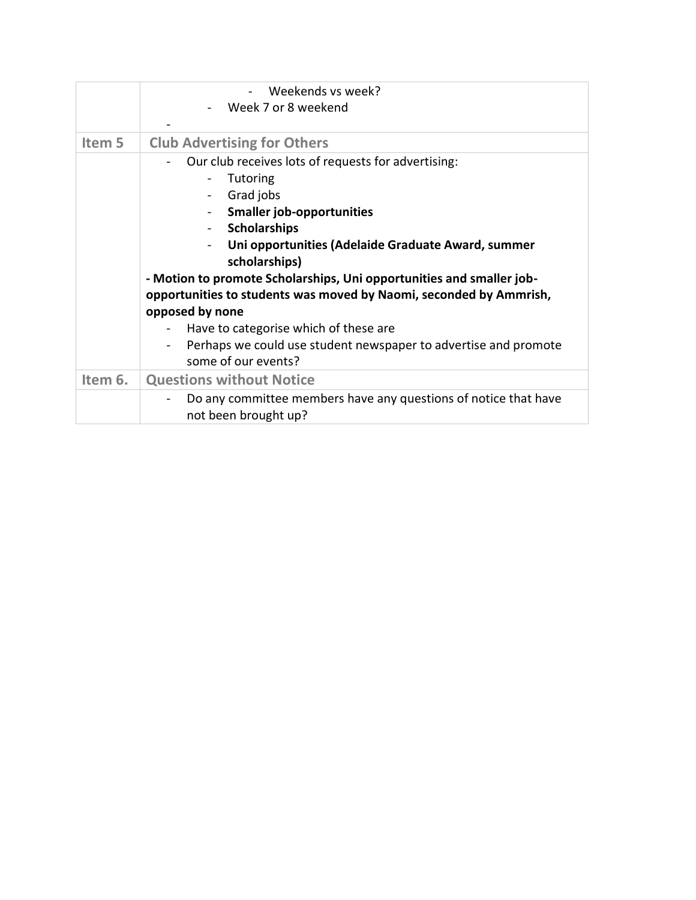| | |
|---|---|
| | - Weekends vs week?<br>- Week 7 or 8 weekend<br>- |
| **Item 5** | **Club Advertising for Others** |
| | - Our club receives lots of requests for advertising:<br>&nbsp;&nbsp;- Tutoring<br>&nbsp;&nbsp;- Grad jobs<br>&nbsp;&nbsp;- **Smaller job-opportunities**<br>&nbsp;&nbsp;- **Scholarships**<br>&nbsp;&nbsp;- **Uni opportunities (Adelaide Graduate Award, summer scholarships)**<br>**- Motion to promote Scholarships, Uni opportunities and smaller job-opportunities to students was moved by Naomi, seconded by Ammrish, opposed by none**<br>- Have to categorise which of these are<br>- Perhaps we could use student newspaper to advertise and promote some of our events? |
| **Item 6.** | **Questions without Notice** |
| | - Do any committee members have any questions of notice that have not been brought up? |